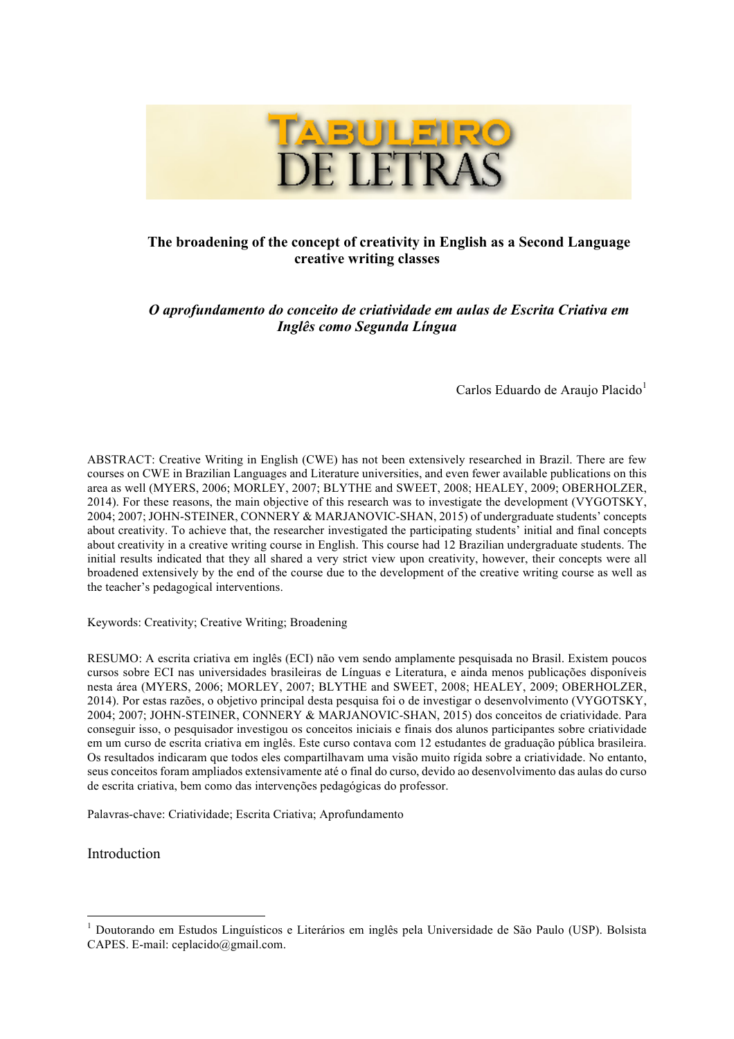# The broadening of the concept of creativity in English as a Second Language creative writing classes

## *O aprofundamento do conceito de criatividade em aulas de Escrita Criativa em Inglês como Segunda Língua*

Carlos Eduardo de Araujo Placido[1]

ABSTRACT: Creative Writing in English (CWE) has not been extensively researched in Brazil. There are few courses on CWE in Brazilian Languages and Literature universities, and even fewer available publications on this area as well (MYERS, 2006; MORLEY, 2007; BLYTHE and SWEET, 2008; HEALEY, 2009; OBERHOLZER, 2014). For these reasons, the main objective of this research was to investigate the development (VYGOTSKY, 2004; 2007; JOHN-STEINER, CONNERY & MARJANOVIC-SHAN, 2015) of undergraduate students' concepts about creativity. To achieve that, the researcher investigated the participating students' initial and final concepts about creativity in a creative writing course in English. This course had 12 Brazilian undergraduate students. The initial results indicated that they all shared a very strict view upon creativity, however, their concepts were all broadened extensively by the end of the course due to the development of the creative writing course as well as the teacher's pedagogical interventions.

Keywords: Creativity; Creative Writing; Broadening

RESUMO: A escrita criativa em inglês (ECI) não vem sendo amplamente pesquisada no Brasil. Existem poucos cursos sobre ECI nas universidades brasileiras de Línguas e Literatura, e ainda menos publicações disponíveis nesta área (MYERS, 2006; MORLEY, 2007; BLYTHE and SWEET, 2008; HEALEY, 2009; OBERHOLZER, 2014). Por estas razões, o objetivo principal desta pesquisa foi o de investigar o desenvolvimento (VYGOTSKY, 2004; 2007; JOHN-STEINER, CONNERY & MARJANOVIC-SHAN, 2015) dos conceitos de criatividade. Para conseguir isso, o pesquisador investigou os conceitos iniciais e finais dos alunos participantes sobre criatividade em um curso de escrita criativa em inglês. Este curso contava com 12 estudantes de graduação pública brasileira. Os resultados indicaram que todos eles compartilhavam uma visão muito rígida sobre a criatividade. No entanto, seus conceitos foram ampliados extensivamente até o final do curso, devido ao desenvolvimento das aulas do curso de escrita criativa, bem como das intervenções pedagógicas do professor.

Palavras-chave: Criatividade; Escrita Criativa; Aprofundamento

## Introduction

[1] Doutorando em Estudos Linguísticos e Literários em inglês pela Universidade de São Paulo (USP). Bolsista CAPES. E-mail: ceplacido@gmail.com.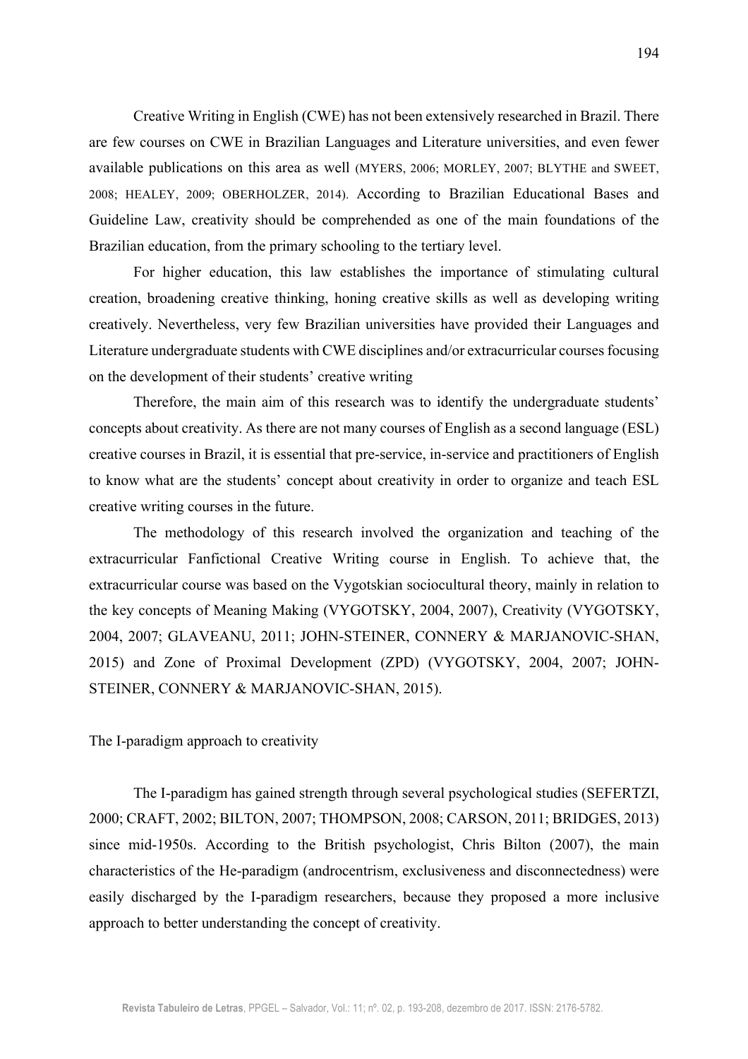Creative Writing in English (CWE) has not been extensively researched in Brazil. There are few courses on CWE in Brazilian Languages and Literature universities, and even fewer available publications on this area as well (MYERS, 2006; MORLEY, 2007; BLYTHE and SWEET, 2008; HEALEY, 2009; OBERHOLZER, 2014). According to Brazilian Educational Bases and Guideline Law, creativity should be comprehended as one of the main foundations of the Brazilian education, from the primary schooling to the tertiary level.

For higher education, this law establishes the importance of stimulating cultural creation, broadening creative thinking, honing creative skills as well as developing writing creatively. Nevertheless, very few Brazilian universities have provided their Languages and Literature undergraduate students with CWE disciplines and/or extracurricular courses focusing on the development of their students' creative writing

Therefore, the main aim of this research was to identify the undergraduate students' concepts about creativity. As there are not many courses of English as a second language (ESL) creative courses in Brazil, it is essential that pre-service, in-service and practitioners of English to know what are the students' concept about creativity in order to organize and teach ESL creative writing courses in the future.

The methodology of this research involved the organization and teaching of the extracurricular Fanfictional Creative Writing course in English. To achieve that, the extracurricular course was based on the Vygotskian sociocultural theory, mainly in relation to the key concepts of Meaning Making (VYGOTSKY, 2004, 2007), Creativity (VYGOTSKY, 2004, 2007; GLAVEANU, 2011; JOHN-STEINER, CONNERY & MARJANOVIC-SHAN, 2015) and Zone of Proximal Development (ZPD) (VYGOTSKY, 2004, 2007; JOHN-STEINER, CONNERY & MARJANOVIC-SHAN, 2015).

## The I-paradigm approach to creativity

The I-paradigm has gained strength through several psychological studies (SEFERTZI, 2000; CRAFT, 2002; BILTON, 2007; THOMPSON, 2008; CARSON, 2011; BRIDGES, 2013) since mid-1950s. According to the British psychologist, Chris Bilton (2007), the main characteristics of the He-paradigm (androcentrism, exclusiveness and disconnectedness) were easily discharged by the I-paradigm researchers, because they proposed a more inclusive approach to better understanding the concept of creativity.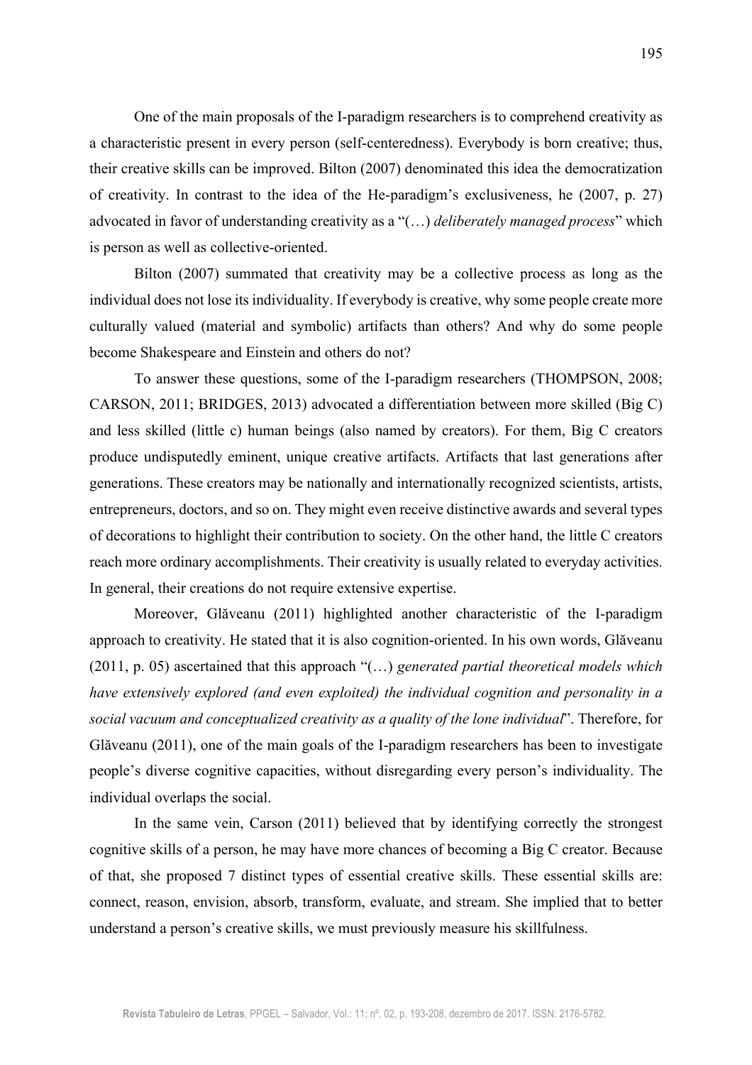One of the main proposals of the I-paradigm researchers is to comprehend creativity as a characteristic present in every person (self-centeredness). Everybody is born creative; thus, their creative skills can be improved. Bilton (2007) denominated this idea the democratization of creativity. In contrast to the idea of the He-paradigm's exclusiveness, he (2007, p. 27) advocated in favor of understanding creativity as a "(…) *deliberately managed process*" which is person as well as collective-oriented.

Bilton (2007) summated that creativity may be a collective process as long as the individual does not lose its individuality. If everybody is creative, why some people create more culturally valued (material and symbolic) artifacts than others? And why do some people become Shakespeare and Einstein and others do not?

To answer these questions, some of the I-paradigm researchers (THOMPSON, 2008; CARSON, 2011; BRIDGES, 2013) advocated a differentiation between more skilled (Big C) and less skilled (little c) human beings (also named by creators). For them, Big C creators produce undisputedly eminent, unique creative artifacts. Artifacts that last generations after generations. These creators may be nationally and internationally recognized scientists, artists, entrepreneurs, doctors, and so on. They might even receive distinctive awards and several types of decorations to highlight their contribution to society. On the other hand, the little C creators reach more ordinary accomplishments. Their creativity is usually related to everyday activities. In general, their creations do not require extensive expertise.

Moreover, Glăveanu (2011) highlighted another characteristic of the I-paradigm approach to creativity. He stated that it is also cognition-oriented. In his own words, Glăveanu (2011, p. 05) ascertained that this approach "(…) *generated partial theoretical models which have extensively explored (and even exploited) the individual cognition and personality in a social vacuum and conceptualized creativity as a quality of the lone individual*". Therefore, for Glăveanu (2011), one of the main goals of the I-paradigm researchers has been to investigate people's diverse cognitive capacities, without disregarding every person's individuality. The individual overlaps the social.

In the same vein, Carson (2011) believed that by identifying correctly the strongest cognitive skills of a person, he may have more chances of becoming a Big C creator. Because of that, she proposed 7 distinct types of essential creative skills. These essential skills are: connect, reason, envision, absorb, transform, evaluate, and stream. She implied that to better understand a person's creative skills, we must previously measure his skillfulness.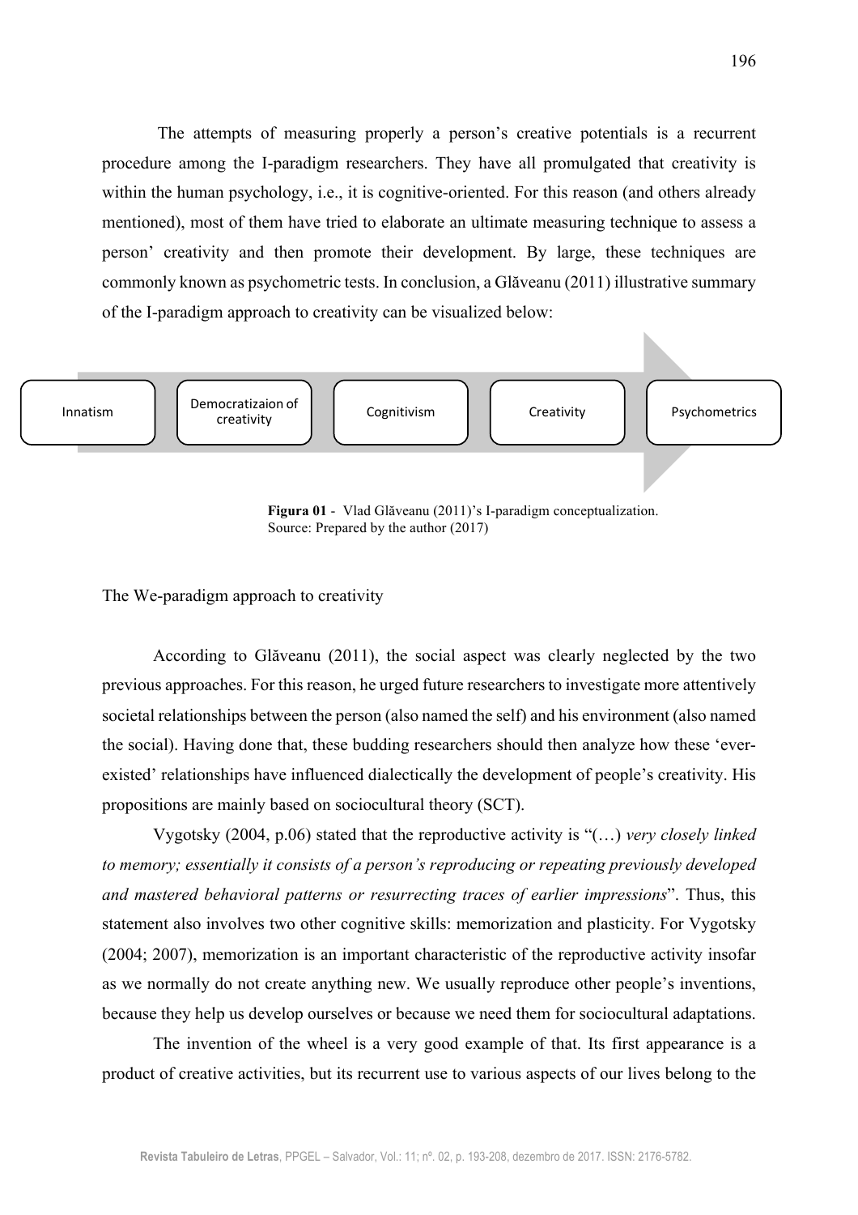The attempts of measuring properly a person's creative potentials is a recurrent procedure among the I-paradigm researchers. They have all promulgated that creativity is within the human psychology, i.e., it is cognitive-oriented. For this reason (and others already mentioned), most of them have tried to elaborate an ultimate measuring technique to assess a person' creativity and then promote their development. By large, these techniques are commonly known as psychometric tests. In conclusion, a Glăveanu (2011) illustrative summary of the I-paradigm approach to creativity can be visualized below:

Innatism → Democratizaion of creativity → Cognitivism → Creativity → Psychometrics

**Figura 01** - Vlad Glăveanu (2011)'s I-paradigm conceptualization.
Source: Prepared by the author (2017)

## The We-paradigm approach to creativity

According to Glăveanu (2011), the social aspect was clearly neglected by the two previous approaches. For this reason, he urged future researchers to investigate more attentively societal relationships between the person (also named the self) and his environment (also named the social). Having done that, these budding researchers should then analyze how these 'ever-existed' relationships have influenced dialectically the development of people's creativity. His propositions are mainly based on sociocultural theory (SCT).

Vygotsky (2004, p.06) stated that the reproductive activity is "(…) *very closely linked to memory; essentially it consists of a person's reproducing or repeating previously developed and mastered behavioral patterns or resurrecting traces of earlier impressions*". Thus, this statement also involves two other cognitive skills: memorization and plasticity. For Vygotsky (2004; 2007), memorization is an important characteristic of the reproductive activity insofar as we normally do not create anything new. We usually reproduce other people's inventions, because they help us develop ourselves or because we need them for sociocultural adaptations.

The invention of the wheel is a very good example of that. Its first appearance is a product of creative activities, but its recurrent use to various aspects of our lives belong to the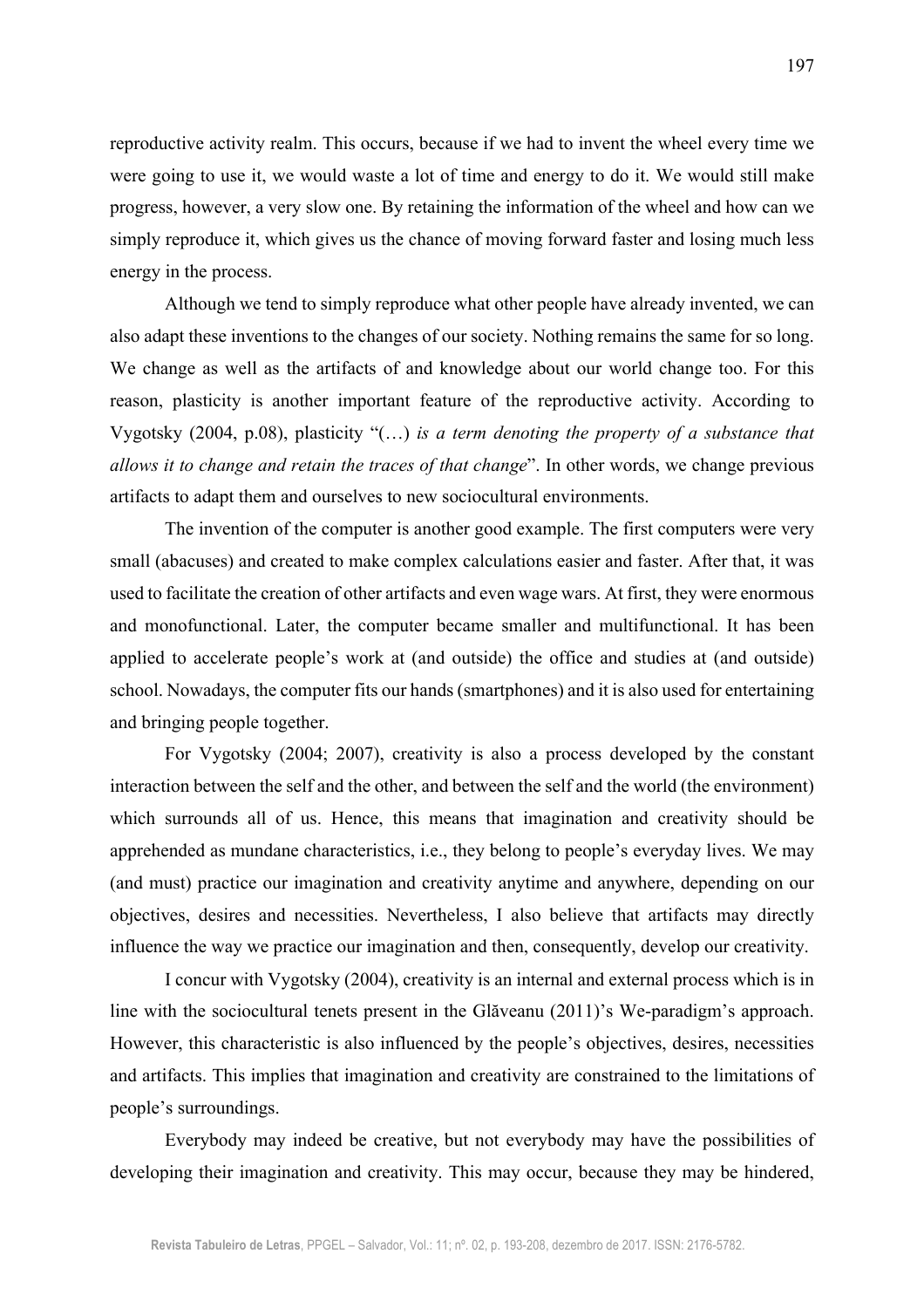reproductive activity realm. This occurs, because if we had to invent the wheel every time we were going to use it, we would waste a lot of time and energy to do it. We would still make progress, however, a very slow one. By retaining the information of the wheel and how can we simply reproduce it, which gives us the chance of moving forward faster and losing much less energy in the process.

Although we tend to simply reproduce what other people have already invented, we can also adapt these inventions to the changes of our society. Nothing remains the same for so long. We change as well as the artifacts of and knowledge about our world change too. For this reason, plasticity is another important feature of the reproductive activity. According to Vygotsky (2004, p.08), plasticity "(…) *is a term denoting the property of a substance that allows it to change and retain the traces of that change*". In other words, we change previous artifacts to adapt them and ourselves to new sociocultural environments.

The invention of the computer is another good example. The first computers were very small (abacuses) and created to make complex calculations easier and faster. After that, it was used to facilitate the creation of other artifacts and even wage wars. At first, they were enormous and monofunctional. Later, the computer became smaller and multifunctional. It has been applied to accelerate people's work at (and outside) the office and studies at (and outside) school. Nowadays, the computer fits our hands (smartphones) and it is also used for entertaining and bringing people together.

For Vygotsky (2004; 2007), creativity is also a process developed by the constant interaction between the self and the other, and between the self and the world (the environment) which surrounds all of us. Hence, this means that imagination and creativity should be apprehended as mundane characteristics, i.e., they belong to people's everyday lives. We may (and must) practice our imagination and creativity anytime and anywhere, depending on our objectives, desires and necessities. Nevertheless, I also believe that artifacts may directly influence the way we practice our imagination and then, consequently, develop our creativity.

I concur with Vygotsky (2004), creativity is an internal and external process which is in line with the sociocultural tenets present in the Glăveanu (2011)'s We-paradigm's approach. However, this characteristic is also influenced by the people's objectives, desires, necessities and artifacts. This implies that imagination and creativity are constrained to the limitations of people's surroundings.

Everybody may indeed be creative, but not everybody may have the possibilities of developing their imagination and creativity. This may occur, because they may be hindered,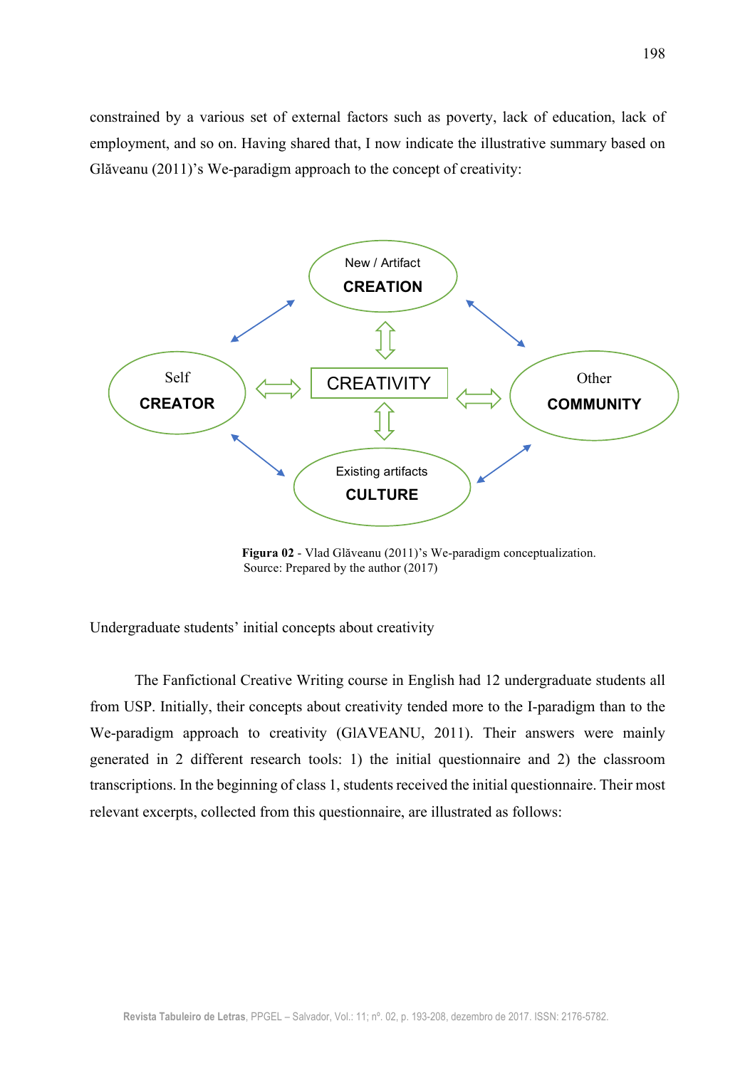constrained by a various set of external factors such as poverty, lack of education, lack of employment, and so on. Having shared that, I now indicate the illustrative summary based on Glăveanu (2011)'s We-paradigm approach to the concept of creativity:

New / Artifact
**CREATION**

Self
**CREATOR**

CREATIVITY

Other
**COMMUNITY**

Existing artifacts
**CULTURE**

**Figura 02** - Vlad Glăveanu (2011)'s We-paradigm conceptualization.
Source: Prepared by the author (2017)

Undergraduate students' initial concepts about creativity

The Fanfictional Creative Writing course in English had 12 undergraduate students all from USP. Initially, their concepts about creativity tended more to the I-paradigm than to the We-paradigm approach to creativity (GlAVEANU, 2011). Their answers were mainly generated in 2 different research tools: 1) the initial questionnaire and 2) the classroom transcriptions. In the beginning of class 1, students received the initial questionnaire. Their most relevant excerpts, collected from this questionnaire, are illustrated as follows: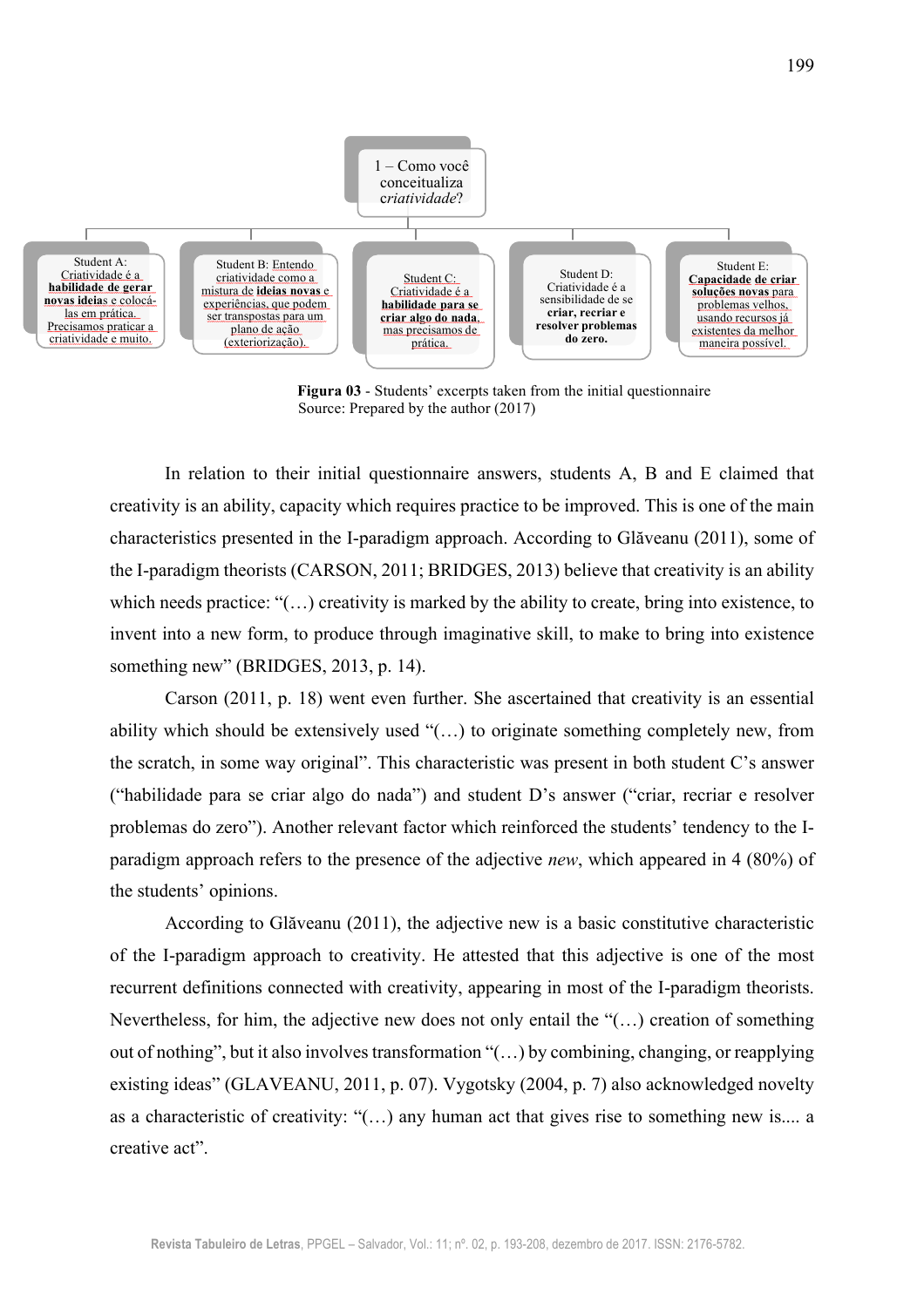1 – Como você conceitualiza *criatividade*?

- Student A: Criatividade é a **habilidade de gerar novas ideia**s e colocá-las em prática. Precisamos praticar a criatividade e muito.
- Student B: Entendo criatividade como a mistura de **ideias novas** e experiências, que podem ser transpostas para um plano de ação (exteriorização).
- Student C: Criatividade é a **habilidade para se criar algo do nada**, mas precisamos de prática.
- Student D: Criatividade é a sensibilidade de se **criar, recriar e resolver problemas do zero.**
- Student E: **Capacidade de criar soluções novas** para problemas velhos, usando recursos já existentes da melhor maneira possível.

**Figura 03** - Students' excerpts taken from the initial questionnaire
Source: Prepared by the author (2017)

In relation to their initial questionnaire answers, students A, B and E claimed that creativity is an ability, capacity which requires practice to be improved. This is one of the main characteristics presented in the I-paradigm approach. According to Glăveanu (2011), some of the I-paradigm theorists (CARSON, 2011; BRIDGES, 2013) believe that creativity is an ability which needs practice: "(…) creativity is marked by the ability to create, bring into existence, to invent into a new form, to produce through imaginative skill, to make to bring into existence something new" (BRIDGES, 2013, p. 14).

Carson (2011, p. 18) went even further. She ascertained that creativity is an essential ability which should be extensively used "(…) to originate something completely new, from the scratch, in some way original". This characteristic was present in both student C's answer ("habilidade para se criar algo do nada") and student D's answer ("criar, recriar e resolver problemas do zero"). Another relevant factor which reinforced the students' tendency to the I-paradigm approach refers to the presence of the adjective *new*, which appeared in 4 (80%) of the students' opinions.

According to Glăveanu (2011), the adjective new is a basic constitutive characteristic of the I-paradigm approach to creativity. He attested that this adjective is one of the most recurrent definitions connected with creativity, appearing in most of the I-paradigm theorists. Nevertheless, for him, the adjective new does not only entail the "(…) creation of something out of nothing", but it also involves transformation "(…) by combining, changing, or reapplying existing ideas" (GLAVEANU, 2011, p. 07). Vygotsky (2004, p. 7) also acknowledged novelty as a characteristic of creativity: "(…) any human act that gives rise to something new is.... a creative act".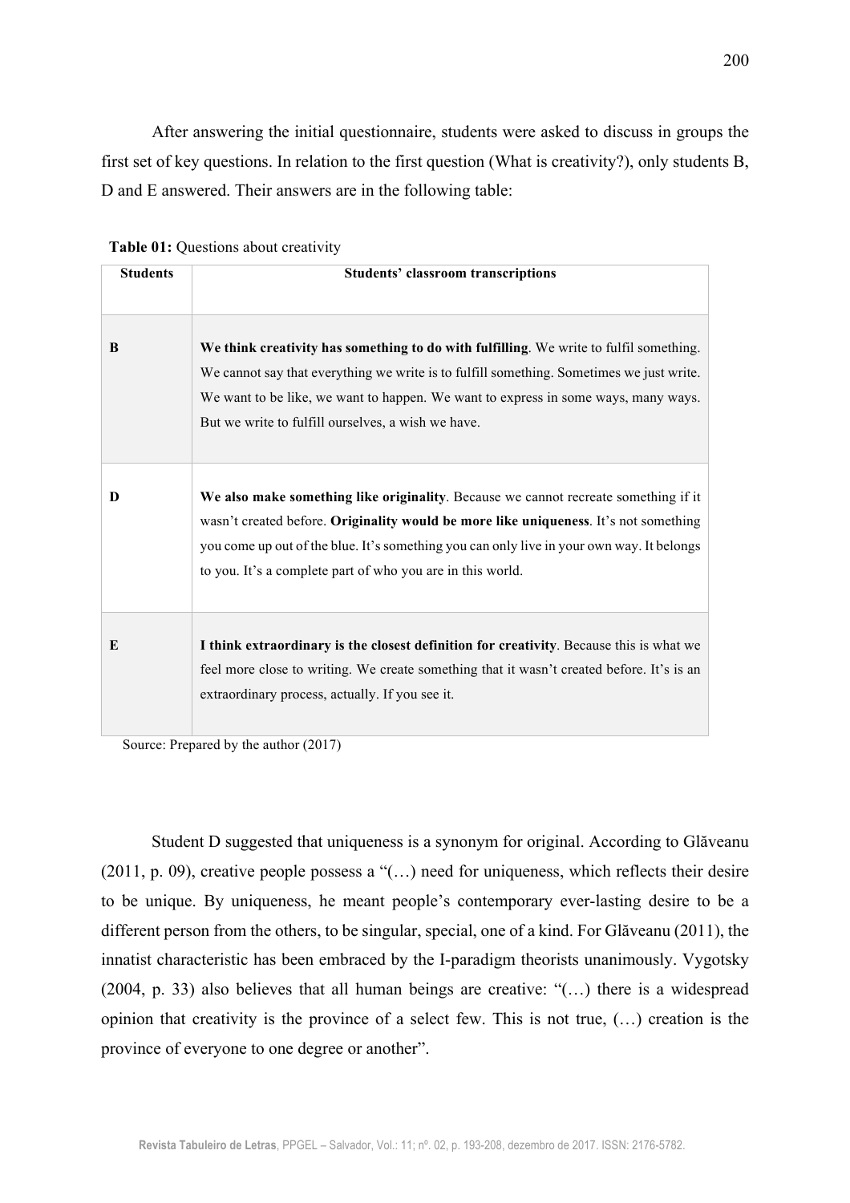After answering the initial questionnaire, students were asked to discuss in groups the first set of key questions. In relation to the first question (What is creativity?), only students B, D and E answered. Their answers are in the following table:

**Table 01:** Questions about creativity

| Students | Students' classroom transcriptions |
|---|---|
| B | **We think creativity has something to do with fulfilling**. We write to fulfil something. We cannot say that everything we write is to fulfill something. Sometimes we just write. We want to be like, we want to happen. We want to express in some ways, many ways. But we write to fulfill ourselves, a wish we have. |
| D | **We also make something like originality**. Because we cannot recreate something if it wasn't created before. **Originality would be more like uniqueness**. It's not something you come up out of the blue. It's something you can only live in your own way. It belongs to you. It's a complete part of who you are in this world. |
| E | **I think extraordinary is the closest definition for creativity**. Because this is what we feel more close to writing. We create something that it wasn't created before. It's is an extraordinary process, actually. If you see it. |

Source: Prepared by the author (2017)

Student D suggested that uniqueness is a synonym for original. According to Glăveanu (2011, p. 09), creative people possess a "(…) need for uniqueness, which reflects their desire to be unique. By uniqueness, he meant people's contemporary ever-lasting desire to be a different person from the others, to be singular, special, one of a kind. For Glăveanu (2011), the innatist characteristic has been embraced by the I-paradigm theorists unanimously. Vygotsky (2004, p. 33) also believes that all human beings are creative: "(…) there is a widespread opinion that creativity is the province of a select few. This is not true, (…) creation is the province of everyone to one degree or another".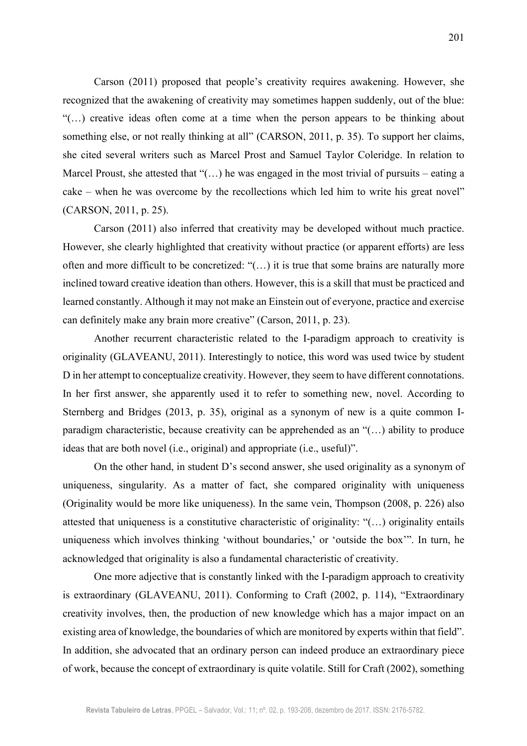Carson (2011) proposed that people's creativity requires awakening. However, she recognized that the awakening of creativity may sometimes happen suddenly, out of the blue: "(…) creative ideas often come at a time when the person appears to be thinking about something else, or not really thinking at all" (CARSON, 2011, p. 35). To support her claims, she cited several writers such as Marcel Prost and Samuel Taylor Coleridge. In relation to Marcel Proust, she attested that "(…) he was engaged in the most trivial of pursuits – eating a cake – when he was overcome by the recollections which led him to write his great novel" (CARSON, 2011, p. 25).

Carson (2011) also inferred that creativity may be developed without much practice. However, she clearly highlighted that creativity without practice (or apparent efforts) are less often and more difficult to be concretized: "(…) it is true that some brains are naturally more inclined toward creative ideation than others. However, this is a skill that must be practiced and learned constantly. Although it may not make an Einstein out of everyone, practice and exercise can definitely make any brain more creative" (Carson, 2011, p. 23).

Another recurrent characteristic related to the I-paradigm approach to creativity is originality (GLAVEANU, 2011). Interestingly to notice, this word was used twice by student D in her attempt to conceptualize creativity. However, they seem to have different connotations. In her first answer, she apparently used it to refer to something new, novel. According to Sternberg and Bridges (2013, p. 35), original as a synonym of new is a quite common I-paradigm characteristic, because creativity can be apprehended as an "(…) ability to produce ideas that are both novel (i.e., original) and appropriate (i.e., useful)".

On the other hand, in student D's second answer, she used originality as a synonym of uniqueness, singularity. As a matter of fact, she compared originality with uniqueness (Originality would be more like uniqueness). In the same vein, Thompson (2008, p. 226) also attested that uniqueness is a constitutive characteristic of originality: "(…) originality entails uniqueness which involves thinking 'without boundaries,' or 'outside the box'". In turn, he acknowledged that originality is also a fundamental characteristic of creativity.

One more adjective that is constantly linked with the I-paradigm approach to creativity is extraordinary (GLAVEANU, 2011). Conforming to Craft (2002, p. 114), "Extraordinary creativity involves, then, the production of new knowledge which has a major impact on an existing area of knowledge, the boundaries of which are monitored by experts within that field". In addition, she advocated that an ordinary person can indeed produce an extraordinary piece of work, because the concept of extraordinary is quite volatile. Still for Craft (2002), something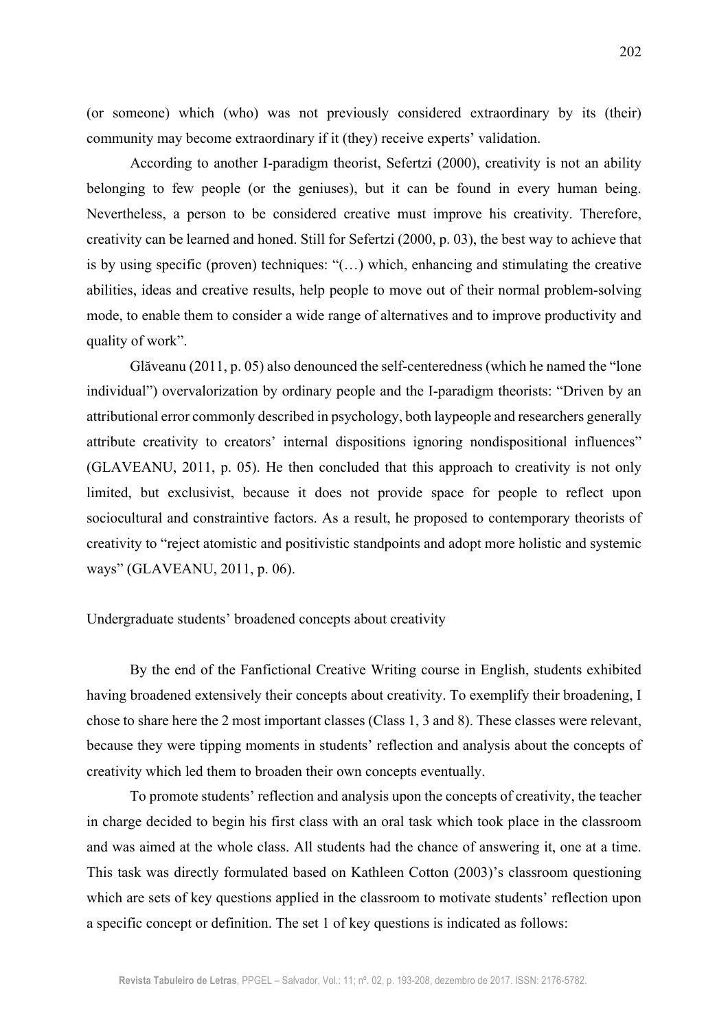(or someone) which (who) was not previously considered extraordinary by its (their) community may become extraordinary if it (they) receive experts' validation.

According to another I-paradigm theorist, Sefertzi (2000), creativity is not an ability belonging to few people (or the geniuses), but it can be found in every human being. Nevertheless, a person to be considered creative must improve his creativity. Therefore, creativity can be learned and honed. Still for Sefertzi (2000, p. 03), the best way to achieve that is by using specific (proven) techniques: "(…) which, enhancing and stimulating the creative abilities, ideas and creative results, help people to move out of their normal problem-solving mode, to enable them to consider a wide range of alternatives and to improve productivity and quality of work".

Glăveanu (2011, p. 05) also denounced the self-centeredness (which he named the "lone individual") overvalorization by ordinary people and the I-paradigm theorists: "Driven by an attributional error commonly described in psychology, both laypeople and researchers generally attribute creativity to creators' internal dispositions ignoring nondispositional influences" (GLAVEANU, 2011, p. 05). He then concluded that this approach to creativity is not only limited, but exclusivist, because it does not provide space for people to reflect upon sociocultural and constraintive factors. As a result, he proposed to contemporary theorists of creativity to "reject atomistic and positivistic standpoints and adopt more holistic and systemic ways" (GLAVEANU, 2011, p. 06).

## Undergraduate students' broadened concepts about creativity

By the end of the Fanfictional Creative Writing course in English, students exhibited having broadened extensively their concepts about creativity. To exemplify their broadening, I chose to share here the 2 most important classes (Class 1, 3 and 8). These classes were relevant, because they were tipping moments in students' reflection and analysis about the concepts of creativity which led them to broaden their own concepts eventually.

To promote students' reflection and analysis upon the concepts of creativity, the teacher in charge decided to begin his first class with an oral task which took place in the classroom and was aimed at the whole class. All students had the chance of answering it, one at a time. This task was directly formulated based on Kathleen Cotton (2003)'s classroom questioning which are sets of key questions applied in the classroom to motivate students' reflection upon a specific concept or definition. The set 1 of key questions is indicated as follows: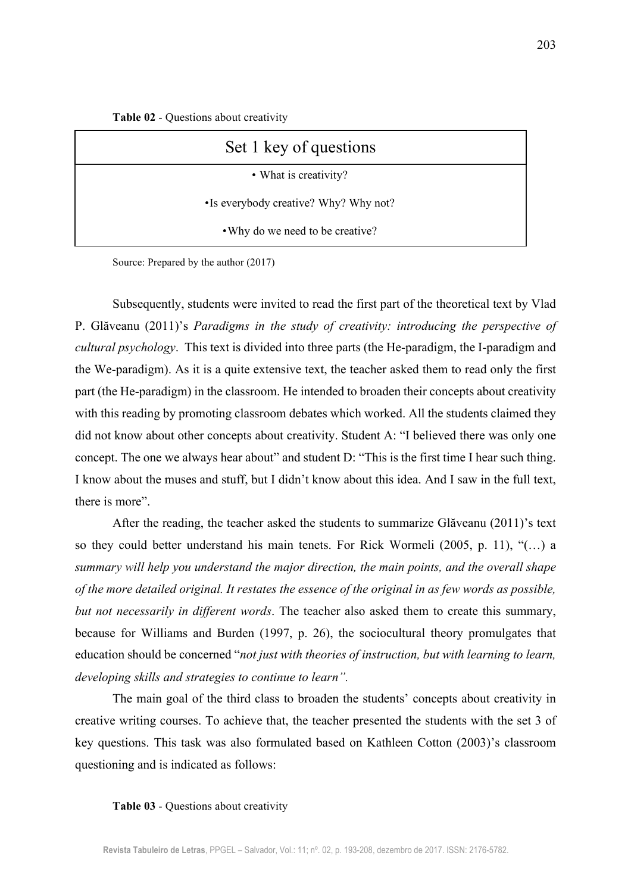**Table 02** - Questions about creativity

| Set 1 key of questions |
| --- |
| • What is creativity? |
| •Is everybody creative? Why? Why not? |
| •Why do we need to be creative? |

Source: Prepared by the author (2017)

Subsequently, students were invited to read the first part of the theoretical text by Vlad P. Glăveanu (2011)'s *Paradigms in the study of creativity: introducing the perspective of cultural psychology*. This text is divided into three parts (the He-paradigm, the I-paradigm and the We-paradigm). As it is a quite extensive text, the teacher asked them to read only the first part (the He-paradigm) in the classroom. He intended to broaden their concepts about creativity with this reading by promoting classroom debates which worked. All the students claimed they did not know about other concepts about creativity. Student A: "I believed there was only one concept. The one we always hear about" and student D: "This is the first time I hear such thing. I know about the muses and stuff, but I didn't know about this idea. And I saw in the full text, there is more".

After the reading, the teacher asked the students to summarize Glăveanu (2011)'s text so they could better understand his main tenets. For Rick Wormeli (2005, p. 11), "(…) a *summary will help you understand the major direction, the main points, and the overall shape of the more detailed original. It restates the essence of the original in as few words as possible, but not necessarily in different words*. The teacher also asked them to create this summary, because for Williams and Burden (1997, p. 26), the sociocultural theory promulgates that education should be concerned "*not just with theories of instruction, but with learning to learn, developing skills and strategies to continue to learn".*

The main goal of the third class to broaden the students' concepts about creativity in creative writing courses. To achieve that, the teacher presented the students with the set 3 of key questions. This task was also formulated based on Kathleen Cotton (2003)'s classroom questioning and is indicated as follows:

**Table 03** - Questions about creativity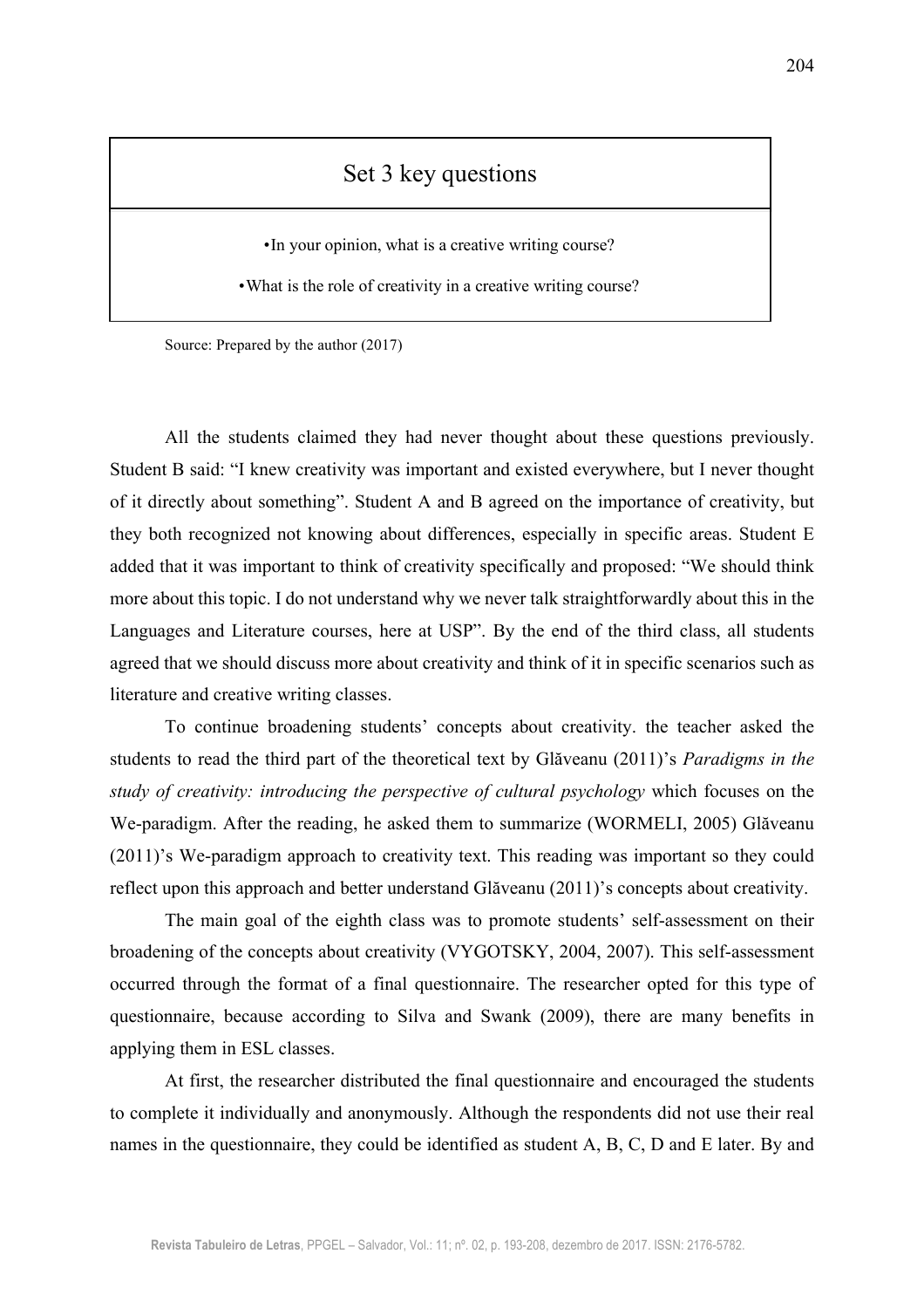| Set 3 key questions |
| --- |
| •In your opinion, what is a creative writing course?<br>•What is the role of creativity in a creative writing course? |

Source: Prepared by the author (2017)

All the students claimed they had never thought about these questions previously. Student B said: "I knew creativity was important and existed everywhere, but I never thought of it directly about something". Student A and B agreed on the importance of creativity, but they both recognized not knowing about differences, especially in specific areas. Student E added that it was important to think of creativity specifically and proposed: "We should think more about this topic. I do not understand why we never talk straightforwardly about this in the Languages and Literature courses, here at USP". By the end of the third class, all students agreed that we should discuss more about creativity and think of it in specific scenarios such as literature and creative writing classes.

To continue broadening students' concepts about creativity. the teacher asked the students to read the third part of the theoretical text by Glăveanu (2011)'s *Paradigms in the study of creativity: introducing the perspective of cultural psychology* which focuses on the We-paradigm. After the reading, he asked them to summarize (WORMELI, 2005) Glăveanu (2011)'s We-paradigm approach to creativity text. This reading was important so they could reflect upon this approach and better understand Glăveanu (2011)'s concepts about creativity.

The main goal of the eighth class was to promote students' self-assessment on their broadening of the concepts about creativity (VYGOTSKY, 2004, 2007). This self-assessment occurred through the format of a final questionnaire. The researcher opted for this type of questionnaire, because according to Silva and Swank (2009), there are many benefits in applying them in ESL classes.

At first, the researcher distributed the final questionnaire and encouraged the students to complete it individually and anonymously. Although the respondents did not use their real names in the questionnaire, they could be identified as student A, B, C, D and E later. By and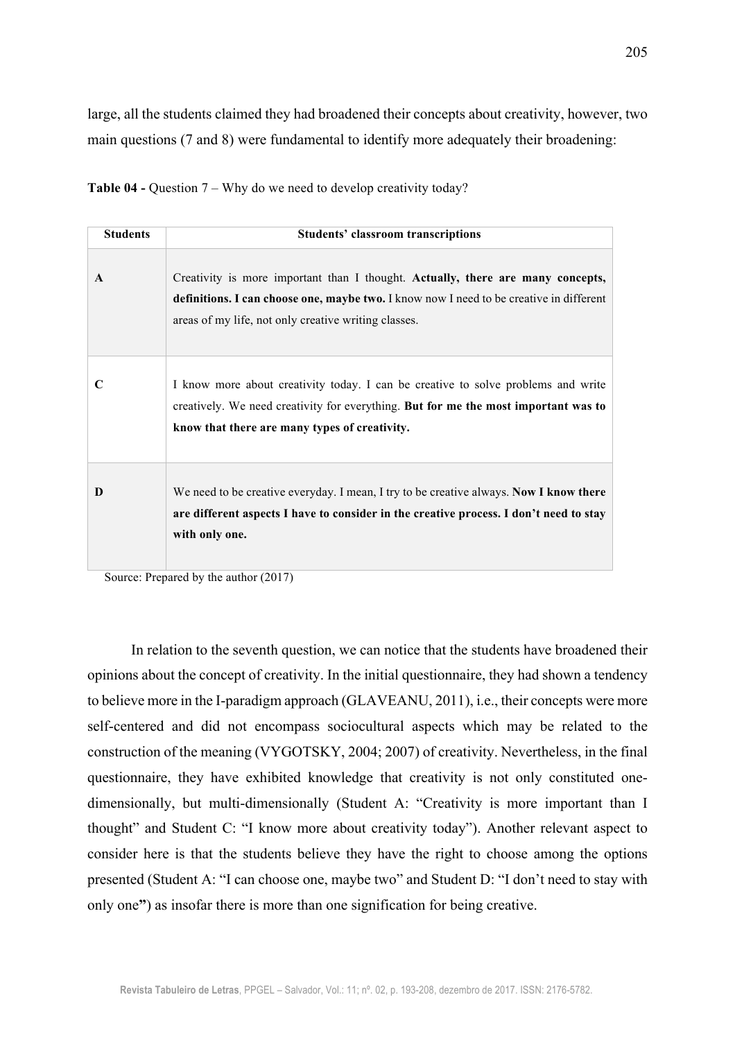large, all the students claimed they had broadened their concepts about creativity, however, two main questions (7 and 8) were fundamental to identify more adequately their broadening:

**Table 04 -** Question 7 – Why do we need to develop creativity today?

| Students | Students' classroom transcriptions |
|---|---|
| **A** | Creativity is more important than I thought. **Actually, there are many concepts, definitions. I can choose one, maybe two.** I know now I need to be creative in different areas of my life, not only creative writing classes. |
| **C** | I know more about creativity today. I can be creative to solve problems and write creatively. We need creativity for everything. **But for me the most important was to know that there are many types of creativity.** |
| **D** | We need to be creative everyday. I mean, I try to be creative always. **Now I know there are different aspects I have to consider in the creative process. I don't need to stay with only one.** |

Source: Prepared by the author (2017)

In relation to the seventh question, we can notice that the students have broadened their opinions about the concept of creativity. In the initial questionnaire, they had shown a tendency to believe more in the I-paradigm approach (GLAVEANU, 2011), i.e., their concepts were more self-centered and did not encompass sociocultural aspects which may be related to the construction of the meaning (VYGOTSKY, 2004; 2007) of creativity. Nevertheless, in the final questionnaire, they have exhibited knowledge that creativity is not only constituted one-dimensionally, but multi-dimensionally (Student A: "Creativity is more important than I thought" and Student C: "I know more about creativity today"). Another relevant aspect to consider here is that the students believe they have the right to choose among the options presented (Student A: "I can choose one, maybe two" and Student D: "I don't need to stay with only one**"**) as insofar there is more than one signification for being creative.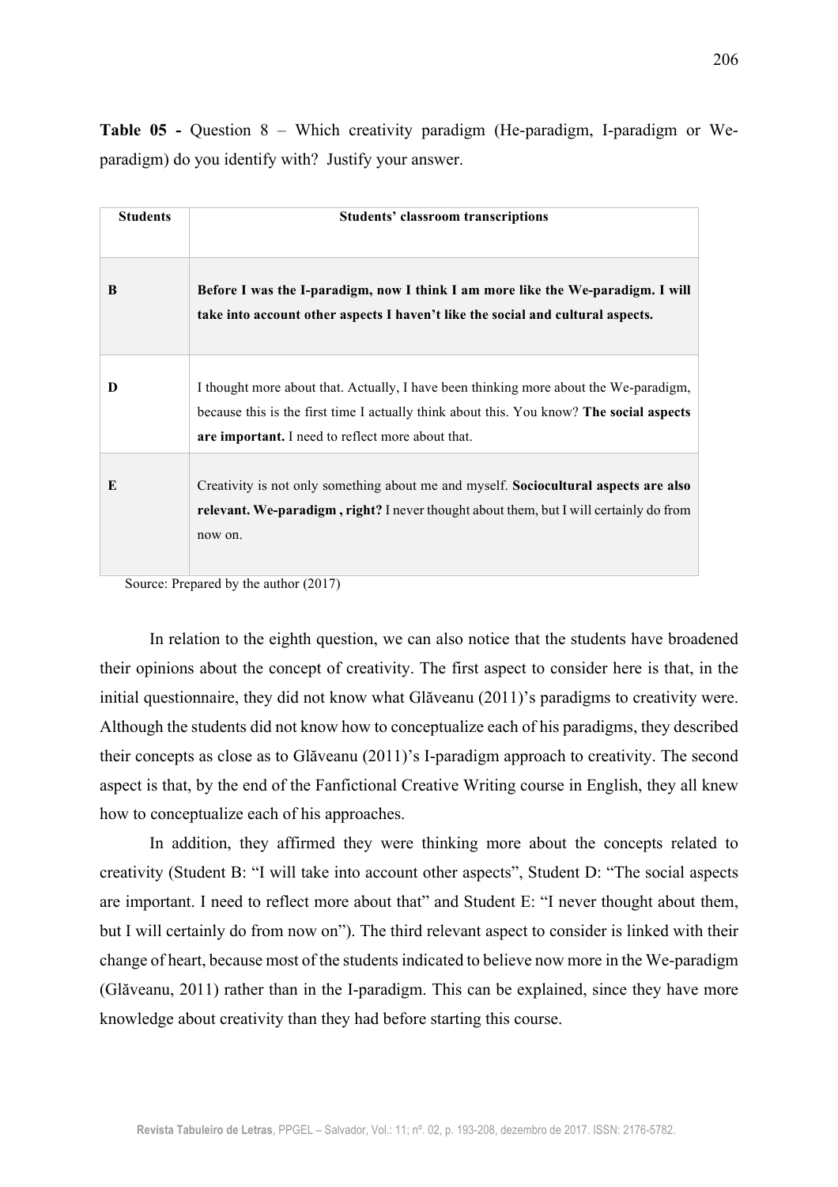**Table 05 -** Question 8 – Which creativity paradigm (He-paradigm, I-paradigm or We-paradigm) do you identify with? Justify your answer.

| Students | Students' classroom transcriptions |
|---|---|
| B | **Before I was the I-paradigm, now I think I am more like the We-paradigm. I will take into account other aspects I haven't like the social and cultural aspects.** |
| D | I thought more about that. Actually, I have been thinking more about the We-paradigm, because this is the first time I actually think about this. You know? **The social aspects are important.** I need to reflect more about that. |
| E | Creativity is not only something about me and myself. **Sociocultural aspects are also relevant. We-paradigm , right?** I never thought about them, but I will certainly do from now on. |

Source: Prepared by the author (2017)

In relation to the eighth question, we can also notice that the students have broadened their opinions about the concept of creativity. The first aspect to consider here is that, in the initial questionnaire, they did not know what Glăveanu (2011)'s paradigms to creativity were. Although the students did not know how to conceptualize each of his paradigms, they described their concepts as close as to Glăveanu (2011)'s I-paradigm approach to creativity. The second aspect is that, by the end of the Fanfictional Creative Writing course in English, they all knew how to conceptualize each of his approaches.

In addition, they affirmed they were thinking more about the concepts related to creativity (Student B: "I will take into account other aspects", Student D: "The social aspects are important. I need to reflect more about that" and Student E: "I never thought about them, but I will certainly do from now on"). The third relevant aspect to consider is linked with their change of heart, because most of the students indicated to believe now more in the We-paradigm (Glăveanu, 2011) rather than in the I-paradigm. This can be explained, since they have more knowledge about creativity than they had before starting this course.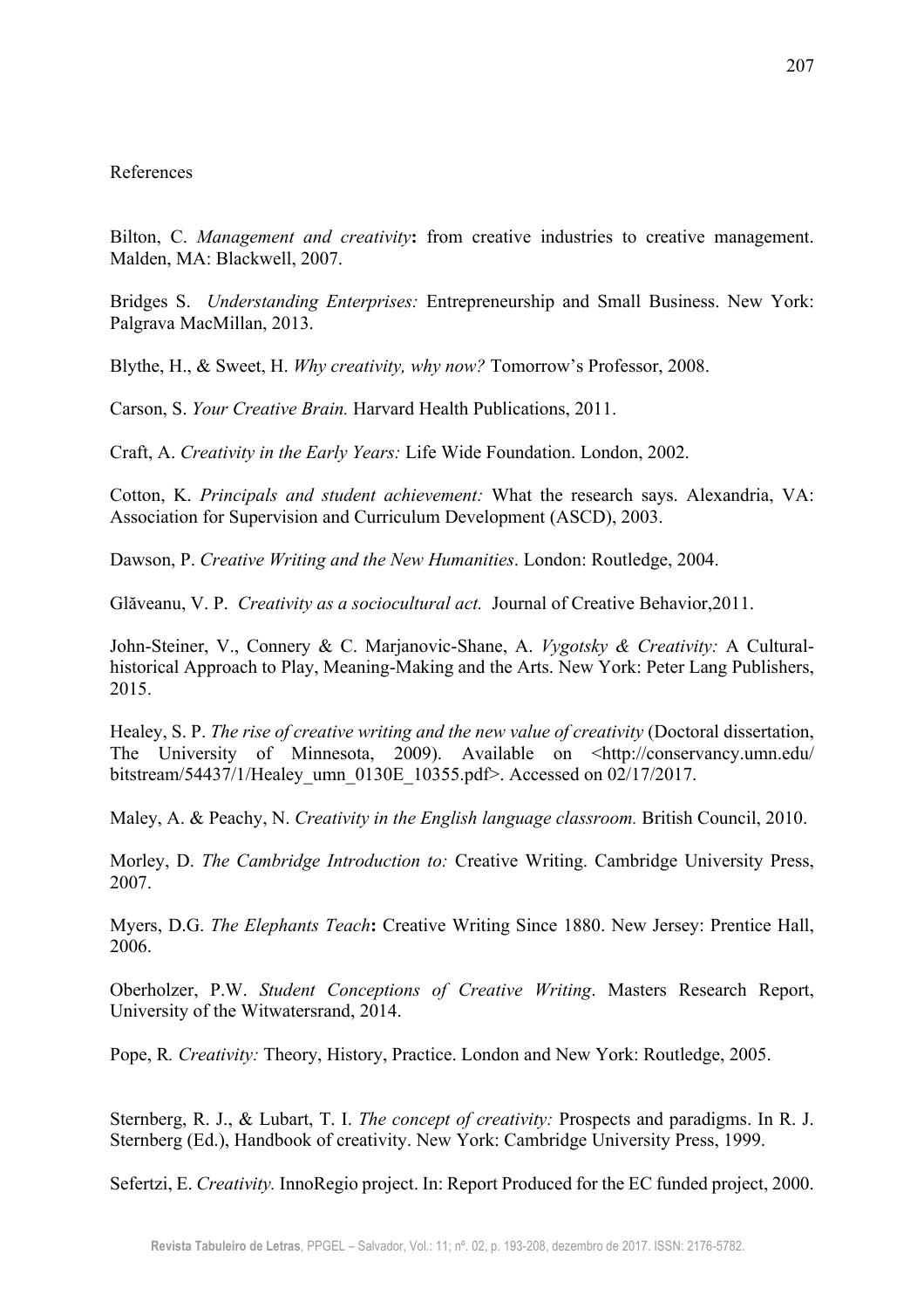References

Bilton, C. *Management and creativity***:** from creative industries to creative management. Malden, MA: Blackwell, 2007.

Bridges S. *Understanding Enterprises:* Entrepreneurship and Small Business. New York: Palgrava MacMillan, 2013.

Blythe, H., & Sweet, H. *Why creativity, why now?* Tomorrow's Professor, 2008.

Carson, S. *Your Creative Brain.* Harvard Health Publications, 2011.

Craft, A. *Creativity in the Early Years:* Life Wide Foundation. London, 2002.

Cotton, K. *Principals and student achievement:* What the research says. Alexandria, VA: Association for Supervision and Curriculum Development (ASCD), 2003.

Dawson, P. *Creative Writing and the New Humanities*. London: Routledge, 2004.

Glăveanu, V. P. *Creativity as a sociocultural act.* Journal of Creative Behavior,2011.

John-Steiner, V., Connery & C. Marjanovic-Shane, A. *Vygotsky & Creativity:* A Cultural-historical Approach to Play, Meaning-Making and the Arts. New York: Peter Lang Publishers, 2015.

Healey, S. P. *The rise of creative writing and the new value of creativity* (Doctoral dissertation, The University of Minnesota, 2009). Available on <http://conservancy.umn.edu/bitstream/54437/1/Healey_umn_0130E_10355.pdf>. Accessed on 02/17/2017.

Maley, A. & Peachy, N. *Creativity in the English language classroom.* British Council, 2010.

Morley, D. *The Cambridge Introduction to:* Creative Writing. Cambridge University Press, 2007.

Myers, D.G. *The Elephants Teach***:** Creative Writing Since 1880. New Jersey: Prentice Hall, 2006.

Oberholzer, P.W. *Student Conceptions of Creative Writing*. Masters Research Report, University of the Witwatersrand, 2014.

Pope, R. *Creativity:* Theory, History, Practice. London and New York: Routledge, 2005.

Sternberg, R. J., & Lubart, T. I. *The concept of creativity:* Prospects and paradigms. In R. J. Sternberg (Ed.), Handbook of creativity. New York: Cambridge University Press, 1999.

Sefertzi, E. *Creativity.* InnoRegio project. In: Report Produced for the EC funded project, 2000.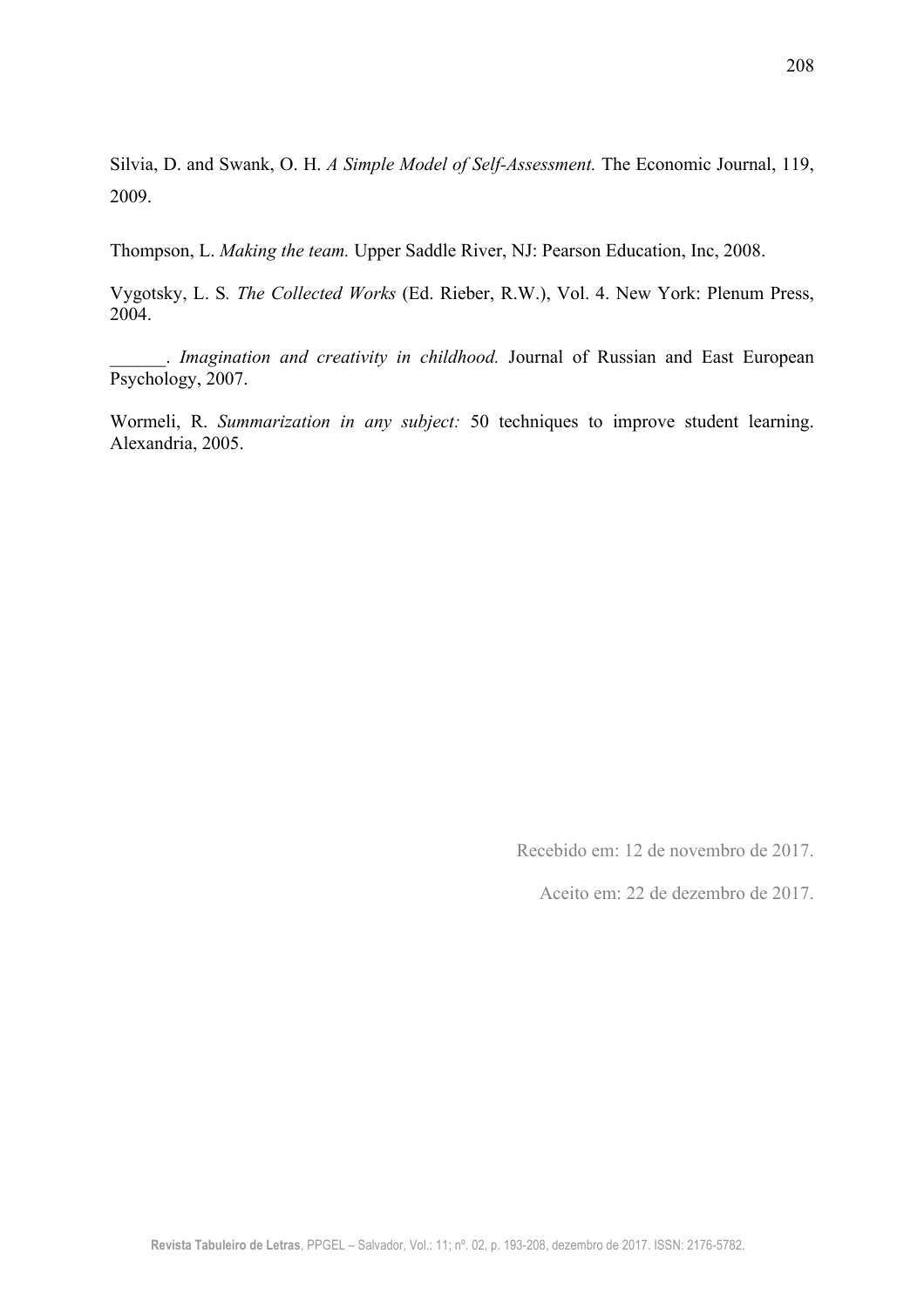Silvia, D. and Swank, O. H. *A Simple Model of Self-Assessment.* The Economic Journal, 119, 2009.

Thompson, L. *Making the team.* Upper Saddle River, NJ: Pearson Education, Inc, 2008.

Vygotsky, L. S. *The Collected Works* (Ed. Rieber, R.W.), Vol. 4. New York: Plenum Press, 2004.

______. *Imagination and creativity in childhood.* Journal of Russian and East European Psychology, 2007.

Wormeli, R. *Summarization in any subject:* 50 techniques to improve student learning. Alexandria, 2005.

Recebido em: 12 de novembro de 2017.

Aceito em: 22 de dezembro de 2017.